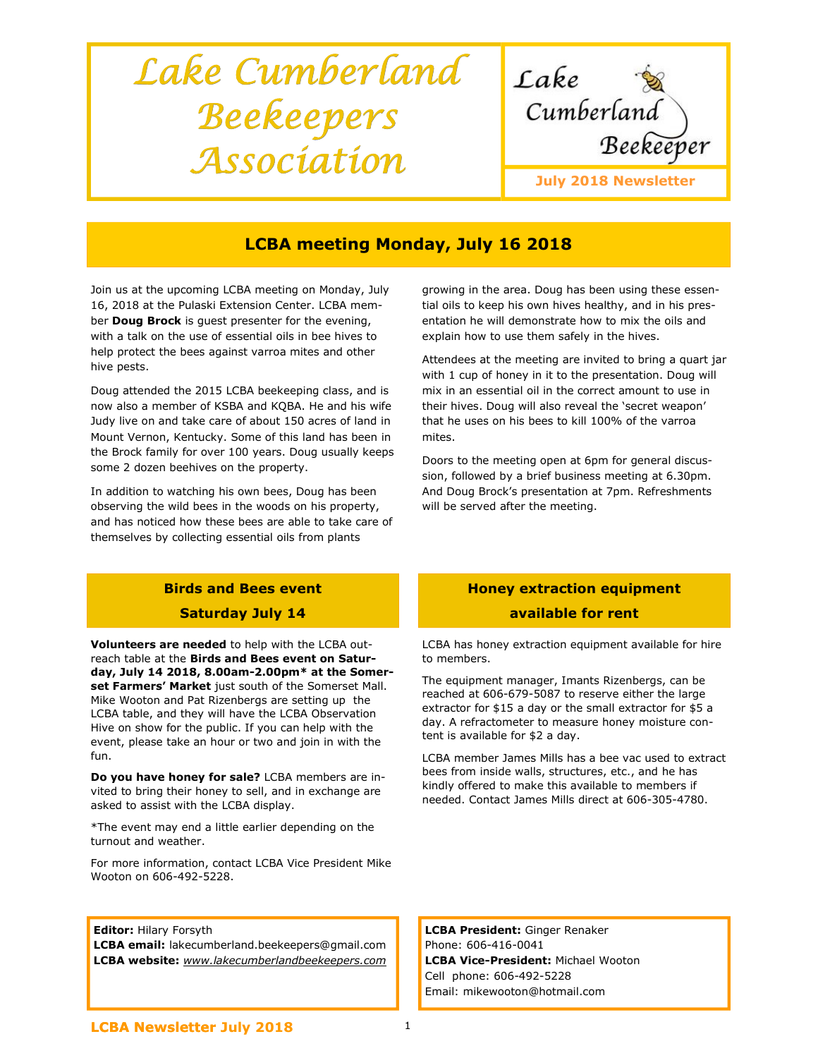# Lake Cumberland Beekeepers Association

Lake Cumberland Beekeeper

**July 2018 Newsletter**

## LCBA meeting Monday, July 16 2018

Join us at the upcoming LCBA meeting on Monday, July 16, 2018 at the Pulaski Extension Center. LCBA member **Doug Brock** is guest presenter for the evening, with a talk on the use of essential oils in bee hives to help protect the bees against varroa mites and other hive pests.

Doug attended the 2015 LCBA beekeeping class, and is now also a member of KSBA and KQBA. He and his wife Judy live on and take care of about 150 acres of land in Mount Vernon, Kentucky. Some of this land has been in the Brock family for over 100 years. Doug usually keeps some 2 dozen beehives on the property.

In addition to watching his own bees, Doug has been observing the wild bees in the woods on his property, and has noticed how these bees are able to take care of themselves by collecting essential oils from plants growing in the area. Doug has been using these essential oils to keep his own hives healthy, and in his presentation he will demonstrate how to mix the oils and explain how to use them safely in the hives.

Attendees at the meeting are invited to bring a quart jar with 1 cup of honey in it to the presentation. Doug will mix in an essential oil in the correct amount to use in their hives. Doug will also reveal the 'secret weapon' that he uses on his bees to kill 100% of the varroa mites.

Doors to the meeting open at 6pm for general discussion, followed by a brief business meeting at 6.30pm. And Doug Brock's presentation at 7pm. Refreshments will be served after the meeting.

## Birds and Bees event Saturday July 14

**Volunteers are needed** to help with the LCBA outreach table at the **Birds and Bees event on Saturday, July 14 2018, 8.00am-2.00pm\* at the Somerset Farmers' Market** just south of the Somerset Mall. Mike Wooton and Pat Rizenbergs are setting up the LCBA table, and they will have the LCBA Observation Hive on show for the public. If you can help with the event, please take an hour or two and join in with the fun.

**Do you have honey for sale?** LCBA members are invited to bring their honey to sell, and in exchange are asked to assist with the LCBA display.

*The event may end a little earlier depending on the turnout and weather.

For more information, contact LCBA Vice President Mike Wooton on 606-492-5228.

## Honey extraction equipment available for rent

LCBA has honey extraction equipment available for hire to members.

The equipment manager, Imants Rizenbergs, can be reached at 606-679-5087 to reserve either the large extractor for $15 a day or the small extractor for $5 a day. A refractometer to measure honey moisture content is available for $2 a day.

LCBA member James Mills has a bee vac used to extract bees from inside walls, structures, etc., and he has kindly offered to make this available to members if needed. Contact James Mills direct at 606-305-4780.

**Editor:** Hilary Forsyth
**LCBA email:** lakecumberland.beekeepers@gmail.com
**LCBA website:** *www.lakecumberlandbeekeepers.com*

**LCBA President:** Ginger Renaker
Phone: 606-416-0041
**LCBA Vice-President:** Michael Wooton
Cell phone: 606-492-5228
Email: mikewooton@hotmail.com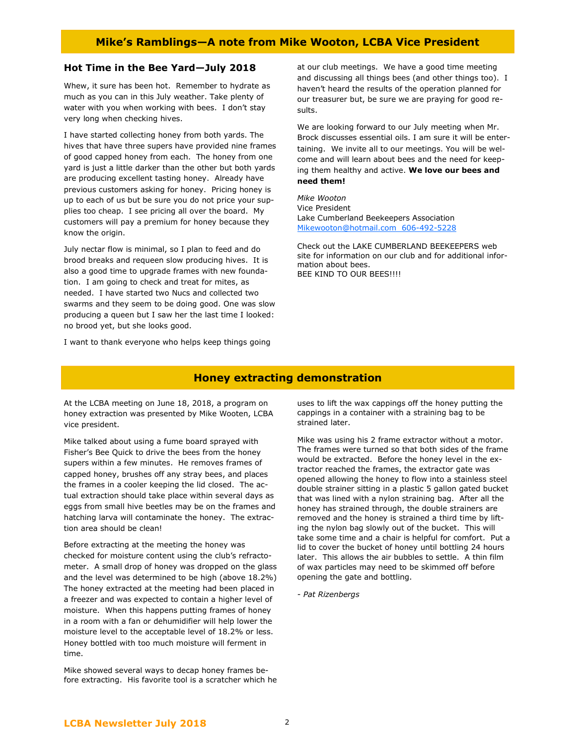## Mike's Ramblings—A note from Mike Wooton, LCBA Vice President

### Hot Time in the Bee Yard—July 2018

Whew, it sure has been hot. Remember to hydrate as much as you can in this July weather. Take plenty of water with you when working with bees. I don't stay very long when checking hives.

I have started collecting honey from both yards. The hives that have three supers have provided nine frames of good capped honey from each. The honey from one yard is just a little darker than the other but both yards are producing excellent tasting honey. Already have previous customers asking for honey. Pricing honey is up to each of us but be sure you do not price your supplies too cheap. I see pricing all over the board. My customers will pay a premium for honey because they know the origin.

July nectar flow is minimal, so I plan to feed and do brood breaks and requeen slow producing hives. It is also a good time to upgrade frames with new foundation. I am going to check and treat for mites, as needed. I have started two Nucs and collected two swarms and they seem to be doing good. One was slow producing a queen but I saw her the last time I looked: no brood yet, but she looks good.

I want to thank everyone who helps keep things going at our club meetings. We have a good time meeting and discussing all things bees (and other things too). I haven't heard the results of the operation planned for our treasurer but, be sure we are praying for good results.

We are looking forward to our July meeting when Mr. Brock discusses essential oils. I am sure it will be entertaining. We invite all to our meetings. You will be welcome and will learn about bees and the need for keeping them healthy and active. **We love our bees and need them!**

*Mike Wooton*
Vice President
Lake Cumberland Beekeepers Association
Mikewooton@hotmail.com 606-492-5228

Check out the LAKE CUMBERLAND BEEKEEPERS web site for information on our club and for additional information about bees.
BEE KIND TO OUR BEES!!!!

## Honey extracting demonstration

At the LCBA meeting on June 18, 2018, a program on honey extraction was presented by Mike Wooten, LCBA vice president.

Mike talked about using a fume board sprayed with Fisher's Bee Quick to drive the bees from the honey supers within a few minutes. He removes frames of capped honey, brushes off any stray bees, and places the frames in a cooler keeping the lid closed. The actual extraction should take place within several days as eggs from small hive beetles may be on the frames and hatching larva will contaminate the honey. The extraction area should be clean!

Before extracting at the meeting the honey was checked for moisture content using the club's refractometer. A small drop of honey was dropped on the glass and the level was determined to be high (above 18.2%) The honey extracted at the meeting had been placed in a freezer and was expected to contain a higher level of moisture. When this happens putting frames of honey in a room with a fan or dehumidifier will help lower the moisture level to the acceptable level of 18.2% or less. Honey bottled with too much moisture will ferment in time.

Mike showed several ways to decap honey frames before extracting. His favorite tool is a scratcher which he uses to lift the wax cappings off the honey putting the cappings in a container with a straining bag to be strained later.

Mike was using his 2 frame extractor without a motor. The frames were turned so that both sides of the frame would be extracted. Before the honey level in the extractor reached the frames, the extractor gate was opened allowing the honey to flow into a stainless steel double strainer sitting in a plastic 5 gallon gated bucket that was lined with a nylon straining bag. After all the honey has strained through, the double strainers are removed and the honey is strained a third time by lifting the nylon bag slowly out of the bucket. This will take some time and a chair is helpful for comfort. Put a lid to cover the bucket of honey until bottling 24 hours later. This allows the air bubbles to settle. A thin film of wax particles may need to be skimmed off before opening the gate and bottling.

*- Pat Rizenbergs*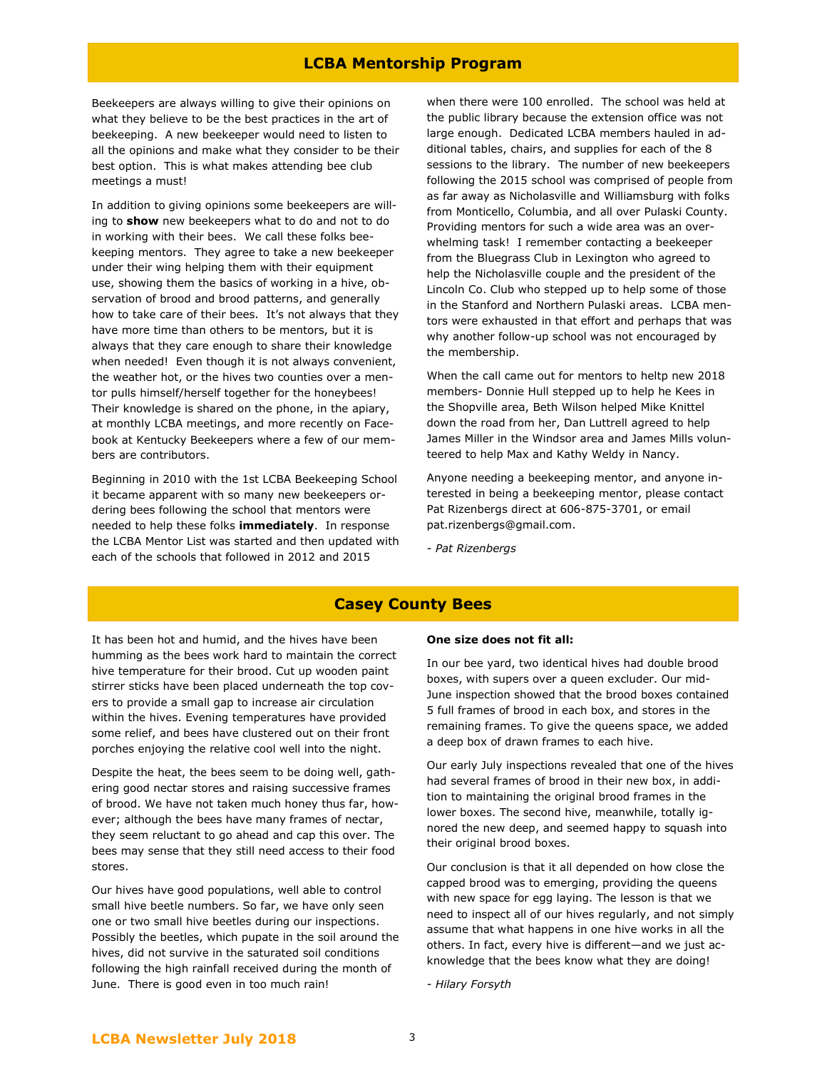## LCBA Mentorship Program

Beekeepers are always willing to give their opinions on what they believe to be the best practices in the art of beekeeping. A new beekeeper would need to listen to all the opinions and make what they consider to be their best option. This is what makes attending bee club meetings a must!

In addition to giving opinions some beekeepers are willing to **show** new beekeepers what to do and not to do in working with their bees. We call these folks beekeeping mentors. They agree to take a new beekeeper under their wing helping them with their equipment use, showing them the basics of working in a hive, observation of brood and brood patterns, and generally how to take care of their bees. It's not always that they have more time than others to be mentors, but it is always that they care enough to share their knowledge when needed! Even though it is not always convenient, the weather hot, or the hives two counties over a mentor pulls himself/herself together for the honeybees! Their knowledge is shared on the phone, in the apiary, at monthly LCBA meetings, and more recently on Facebook at Kentucky Beekeepers where a few of our members are contributors.

Beginning in 2010 with the 1st LCBA Beekeeping School it became apparent with so many new beekeepers ordering bees following the school that mentors were needed to help these folks **immediately**. In response the LCBA Mentor List was started and then updated with each of the schools that followed in 2012 and 2015 when there were 100 enrolled. The school was held at the public library because the extension office was not large enough. Dedicated LCBA members hauled in additional tables, chairs, and supplies for each of the 8 sessions to the library. The number of new beekeepers following the 2015 school was comprised of people from as far away as Nicholasville and Williamsburg with folks from Monticello, Columbia, and all over Pulaski County. Providing mentors for such a wide area was an overwhelming task! I remember contacting a beekeeper from the Bluegrass Club in Lexington who agreed to help the Nicholasville couple and the president of the Lincoln Co. Club who stepped up to help some of those in the Stanford and Northern Pulaski areas. LCBA mentors were exhausted in that effort and perhaps that was why another follow-up school was not encouraged by the membership.

When the call came out for mentors to heltp new 2018 members- Donnie Hull stepped up to help he Kees in the Shopville area, Beth Wilson helped Mike Knittel down the road from her, Dan Luttrell agreed to help James Miller in the Windsor area and James Mills volunteered to help Max and Kathy Weldy in Nancy.

Anyone needing a beekeeping mentor, and anyone interested in being a beekeeping mentor, please contact Pat Rizenbergs direct at 606-875-3701, or email pat.rizenbergs@gmail.com.

*- Pat Rizenbergs*

## Casey County Bees

It has been hot and humid, and the hives have been humming as the bees work hard to maintain the correct hive temperature for their brood. Cut up wooden paint stirrer sticks have been placed underneath the top covers to provide a small gap to increase air circulation within the hives. Evening temperatures have provided some relief, and bees have clustered out on their front porches enjoying the relative cool well into the night.

Despite the heat, the bees seem to be doing well, gathering good nectar stores and raising successive frames of brood. We have not taken much honey thus far, however; although the bees have many frames of nectar, they seem reluctant to go ahead and cap this over. The bees may sense that they still need access to their food stores.

Our hives have good populations, well able to control small hive beetle numbers. So far, we have only seen one or two small hive beetles during our inspections. Possibly the beetles, which pupate in the soil around the hives, did not survive in the saturated soil conditions following the high rainfall received during the month of June. There is good even in too much rain!

**One size does not fit all:**

In our bee yard, two identical hives had double brood boxes, with supers over a queen excluder. Our mid-June inspection showed that the brood boxes contained 5 full frames of brood in each box, and stores in the remaining frames. To give the queens space, we added a deep box of drawn frames to each hive.

Our early July inspections revealed that one of the hives had several frames of brood in their new box, in addition to maintaining the original brood frames in the lower boxes. The second hive, meanwhile, totally ignored the new deep, and seemed happy to squash into their original brood boxes.

Our conclusion is that it all depended on how close the capped brood was to emerging, providing the queens with new space for egg laying. The lesson is that we need to inspect all of our hives regularly, and not simply assume that what happens in one hive works in all the others. In fact, every hive is different—and we just acknowledge that the bees know what they are doing!

*- Hilary Forsyth*